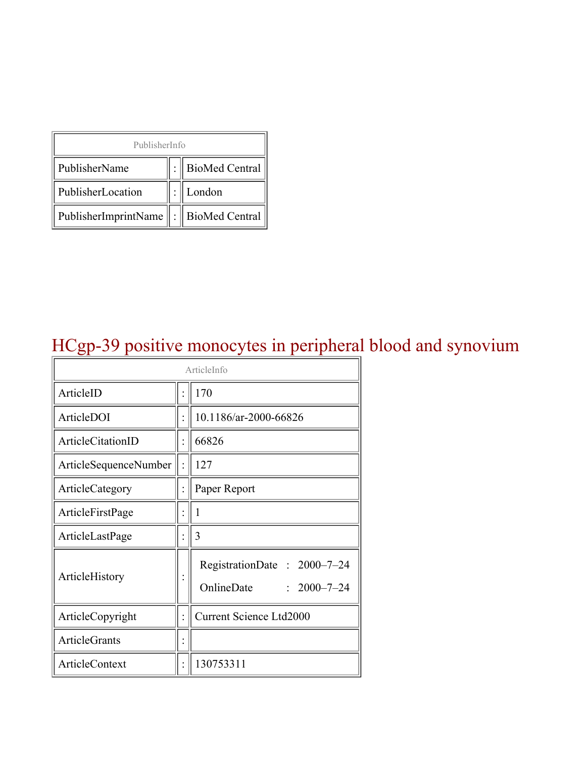| PublisherInfo | | |
|---|---|---|
| PublisherName | : | BioMed Central |
| PublisherLocation | : | London |
| PublisherImprintName | : | BioMed Central |

# HCgp-39 positive monocytes in peripheral blood and synovium

| ArticleInfo | | |
|---|---|---|
| ArticleID | : | 170 |
| ArticleDOI | : | 10.1186/ar-2000-66826 |
| ArticleCitationID | : | 66826 |
| ArticleSequenceNumber | : | 127 |
| ArticleCategory | : | Paper Report |
| ArticleFirstPage | : | 1 |
| ArticleLastPage | : | 3 |
| ArticleHistory | : | RegistrationDate : 2000–7–24<br>OnlineDate : 2000–7–24 |
| ArticleCopyright | : | Current Science Ltd2000 |
| ArticleGrants | : | |
| ArticleContext | : | 130753311 |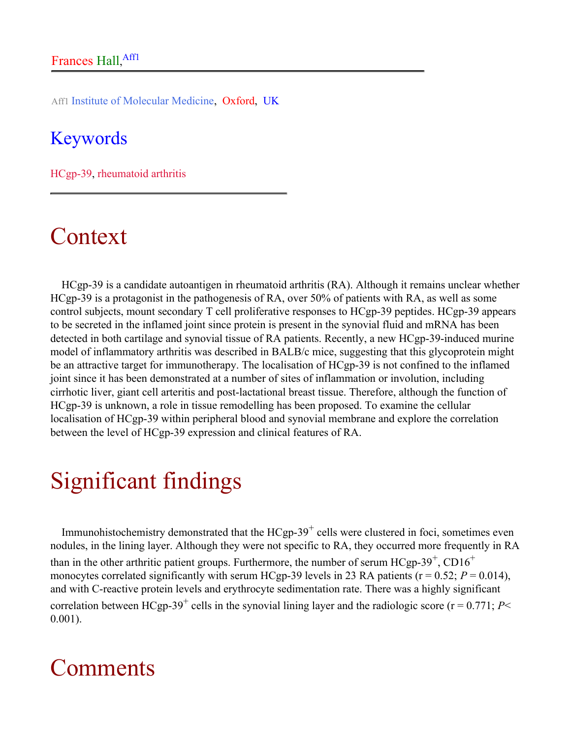Frances Hall,[Aff1]

Aff1 Institute of Molecular Medicine, Oxford, UK

## Keywords

HCgp-39, rheumatoid arthritis

# Context

HCgp-39 is a candidate autoantigen in rheumatoid arthritis (RA). Although it remains unclear whether HCgp-39 is a protagonist in the pathogenesis of RA, over 50% of patients with RA, as well as some control subjects, mount secondary T cell proliferative responses to HCgp-39 peptides. HCgp-39 appears to be secreted in the inflamed joint since protein is present in the synovial fluid and mRNA has been detected in both cartilage and synovial tissue of RA patients. Recently, a new HCgp-39-induced murine model of inflammatory arthritis was described in BALB/c mice, suggesting that this glycoprotein might be an attractive target for immunotherapy. The localisation of HCgp-39 is not confined to the inflamed joint since it has been demonstrated at a number of sites of inflammation or involution, including cirrhotic liver, giant cell arteritis and post-lactational breast tissue. Therefore, although the function of HCgp-39 is unknown, a role in tissue remodelling has been proposed. To examine the cellular localisation of HCgp-39 within peripheral blood and synovial membrane and explore the correlation between the level of HCgp-39 expression and clinical features of RA.

# Significant findings

Immunohistochemistry demonstrated that the HCgp-39$^{+}$ cells were clustered in foci, sometimes even nodules, in the lining layer. Although they were not specific to RA, they occurred more frequently in RA than in the other arthritic patient groups. Furthermore, the number of serum HCgp-39$^{+}$, CD16$^{+}$ monocytes correlated significantly with serum HCgp-39 levels in 23 RA patients ($r = 0.52$; $P = 0.014$), and with C-reactive protein levels and erythrocyte sedimentation rate. There was a highly significant correlation between HCgp-39$^{+}$ cells in the synovial lining layer and the radiologic score ($r = 0.771$; $P < 0.001$).

# Comments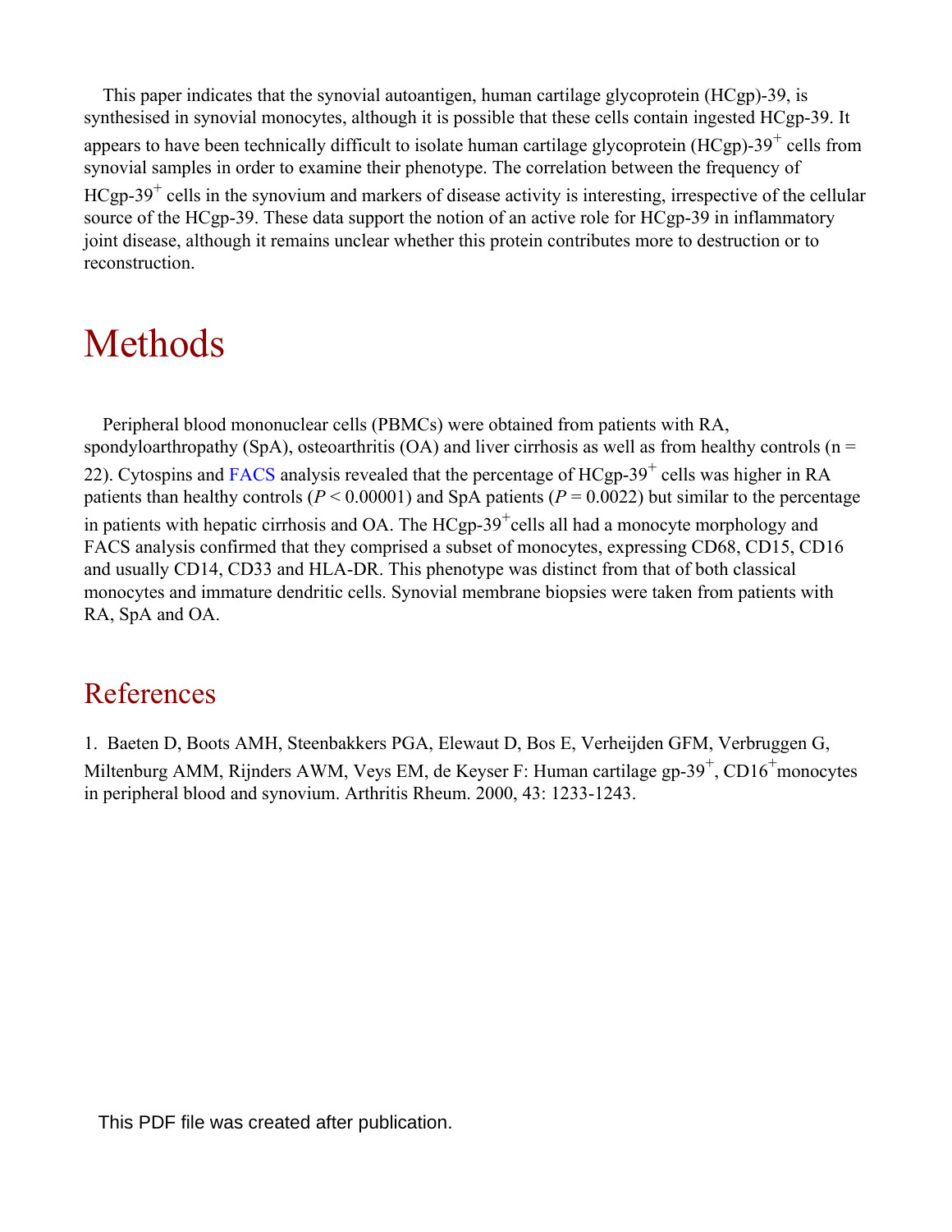This paper indicates that the synovial autoantigen, human cartilage glycoprotein (HCgp)-39, is synthesised in synovial monocytes, although it is possible that these cells contain ingested HCgp-39. It appears to have been technically difficult to isolate human cartilage glycoprotein (HCgp)-39$^{+}$ cells from synovial samples in order to examine their phenotype. The correlation between the frequency of HCgp-39$^{+}$ cells in the synovium and markers of disease activity is interesting, irrespective of the cellular source of the HCgp-39. These data support the notion of an active role for HCgp-39 in inflammatory joint disease, although it remains unclear whether this protein contributes more to destruction or to reconstruction.

# Methods

Peripheral blood mononuclear cells (PBMCs) were obtained from patients with RA, spondyloarthropathy (SpA), osteoarthritis (OA) and liver cirrhosis as well as from healthy controls (n = 22). Cytospins and FACS analysis revealed that the percentage of HCgp-39$^{+}$ cells was higher in RA patients than healthy controls ($P < 0.00001$) and SpA patients ($P = 0.0022$) but similar to the percentage in patients with hepatic cirrhosis and OA. The HCgp-39$^{+}$cells all had a monocyte morphology and FACS analysis confirmed that they comprised a subset of monocytes, expressing CD68, CD15, CD16 and usually CD14, CD33 and HLA-DR. This phenotype was distinct from that of both classical monocytes and immature dendritic cells. Synovial membrane biopsies were taken from patients with RA, SpA and OA.

## References

1. Baeten D, Boots AMH, Steenbakkers PGA, Elewaut D, Bos E, Verheijden GFM, Verbruggen G, Miltenburg AMM, Rijnders AWM, Veys EM, de Keyser F: Human cartilage gp-39$^{+}$, CD16$^{+}$monocytes in peripheral blood and synovium. Arthritis Rheum. 2000, 43: 1233-1243.

This PDF file was created after publication.